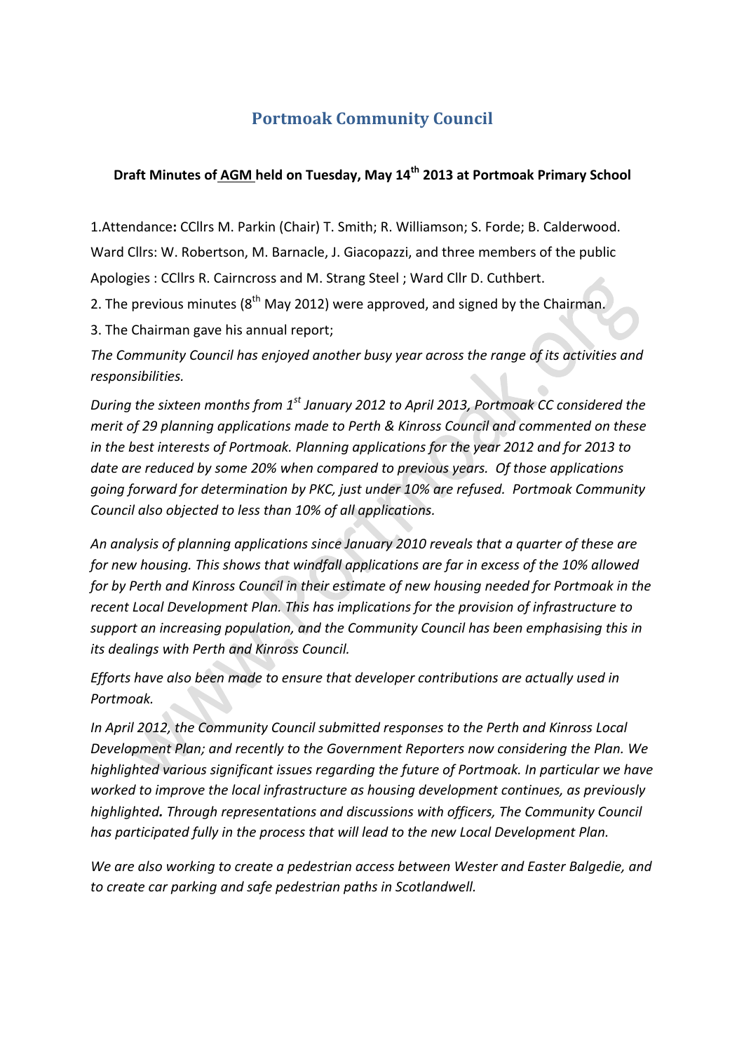# Portmoak Community Council

**Draft Minutes of AGM held on Tuesday, May 14th 2013 at Portmoak Primary School**

1.Attendance**:** CCllrs M. Parkin (Chair) T. Smith; R. Williamson; S. Forde; B. Calderwood.

Ward Cllrs: W. Robertson, M. Barnacle, J. Giacopazzi, and three members of the public

Apologies : CCllrs R. Cairncross and M. Strang Steel ; Ward Cllr D. Cuthbert.

2. The previous minutes (8th May 2012) were approved, and signed by the Chairman.

3. The Chairman gave his annual report;

*The Community Council has enjoyed another busy year across the range of its activities and responsibilities.*

*During the sixteen months from 1st January 2012 to April 2013, Portmoak CC considered the merit of 29 planning applications made to Perth & Kinross Council and commented on these in the best interests of Portmoak. Planning applications for the year 2012 and for 2013 to date are reduced by some 20% when compared to previous years. Of those applications going forward for determination by PKC, just under 10% are refused. Portmoak Community Council also objected to less than 10% of all applications.*

*An analysis of planning applications since January 2010 reveals that a quarter of these are for new housing. This shows that windfall applications are far in excess of the 10% allowed for by Perth and Kinross Council in their estimate of new housing needed for Portmoak in the recent Local Development Plan. This has implications for the provision of infrastructure to support an increasing population, and the Community Council has been emphasising this in its dealings with Perth and Kinross Council.*

*Efforts have also been made to ensure that developer contributions are actually used in Portmoak.*

*In April 2012, the Community Council submitted responses to the Perth and Kinross Local Development Plan; and recently to the Government Reporters now considering the Plan. We highlighted various significant issues regarding the future of Portmoak. In particular we have worked to improve the local infrastructure as housing development continues, as previously highlighted. Through representations and discussions with officers, The Community Council has participated fully in the process that will lead to the new Local Development Plan.*

*We are also working to create a pedestrian access between Wester and Easter Balgedie, and to create car parking and safe pedestrian paths in Scotlandwell.*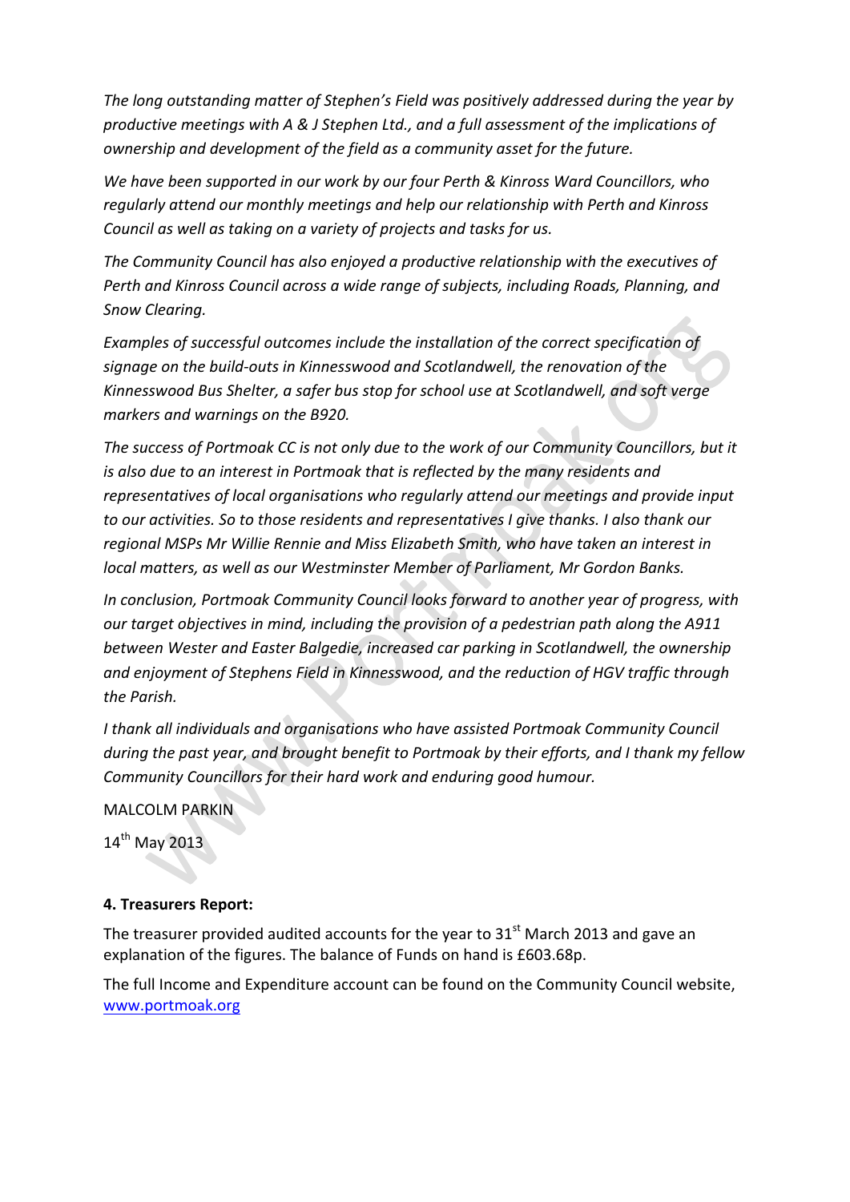*The long outstanding matter of Stephen's Field was positively addressed during the year by productive meetings with A & J Stephen Ltd., and a full assessment of the implications of ownership and development of the field as a community asset for the future.*

*We have been supported in our work by our four Perth & Kinross Ward Councillors, who regularly attend our monthly meetings and help our relationship with Perth and Kinross Council as well as taking on a variety of projects and tasks for us.*

*The Community Council has also enjoyed a productive relationship with the executives of Perth and Kinross Council across a wide range of subjects, including Roads, Planning, and Snow Clearing.*

*Examples of successful outcomes include the installation of the correct specification of signage on the build-outs in Kinnesswood and Scotlandwell, the renovation of the Kinnesswood Bus Shelter, a safer bus stop for school use at Scotlandwell, and soft verge markers and warnings on the B920.*

*The success of Portmoak CC is not only due to the work of our Community Councillors, but it is also due to an interest in Portmoak that is reflected by the many residents and representatives of local organisations who regularly attend our meetings and provide input to our activities. So to those residents and representatives I give thanks. I also thank our regional MSPs Mr Willie Rennie and Miss Elizabeth Smith, who have taken an interest in local matters, as well as our Westminster Member of Parliament, Mr Gordon Banks.*

*In conclusion, Portmoak Community Council looks forward to another year of progress, with our target objectives in mind, including the provision of a pedestrian path along the A911 between Wester and Easter Balgedie, increased car parking in Scotlandwell, the ownership and enjoyment of Stephens Field in Kinnesswood, and the reduction of HGV traffic through the Parish.*

*I thank all individuals and organisations who have assisted Portmoak Community Council during the past year, and brought benefit to Portmoak by their efforts, and I thank my fellow Community Councillors for their hard work and enduring good humour.*

MALCOLM PARKIN

14th May 2013

**4. Treasurers Report:**

The treasurer provided audited accounts for the year to 31st March 2013 and gave an explanation of the figures. The balance of Funds on hand is £603.68p.

The full Income and Expenditure account can be found on the Community Council website, [www.portmoak.org](www.portmoak.org)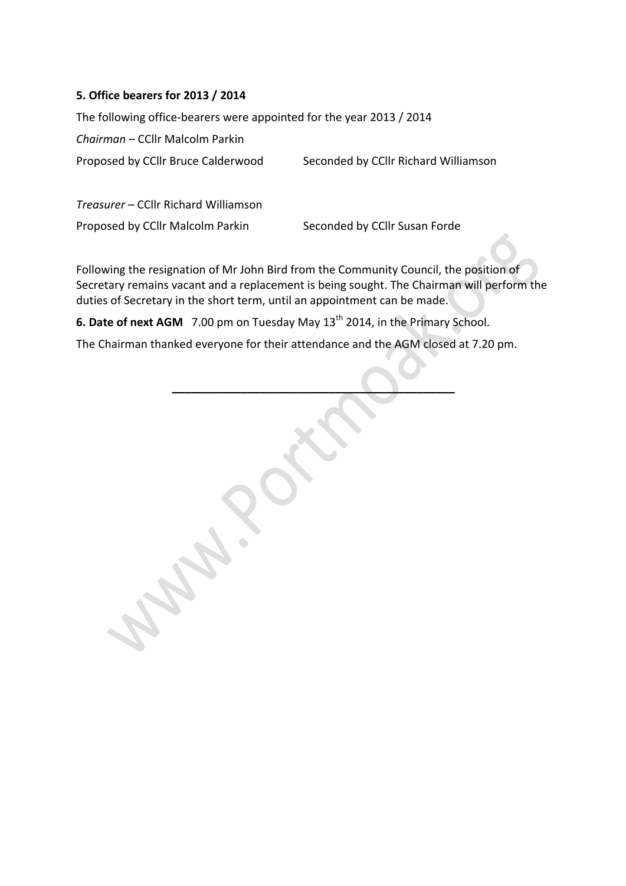**5. Office bearers for 2013 / 2014**

The following office-bearers were appointed for the year 2013 / 2014

*Chairman* – CCllr Malcolm Parkin

Proposed by CCllr Bruce Calderwood Seconded by CCllr Richard Williamson

*Treasurer* – CCllr Richard Williamson

Proposed by CCllr Malcolm Parkin Seconded by CCllr Susan Forde

Following the resignation of Mr John Bird from the Community Council, the position of Secretary remains vacant and a replacement is being sought. The Chairman will perform the duties of Secretary in the short term, until an appointment can be made.

**6. Date of next AGM** 7.00 pm on Tuesday May 13th 2014, in the Primary School.

The Chairman thanked everyone for their attendance and the AGM closed at 7.20 pm.

---